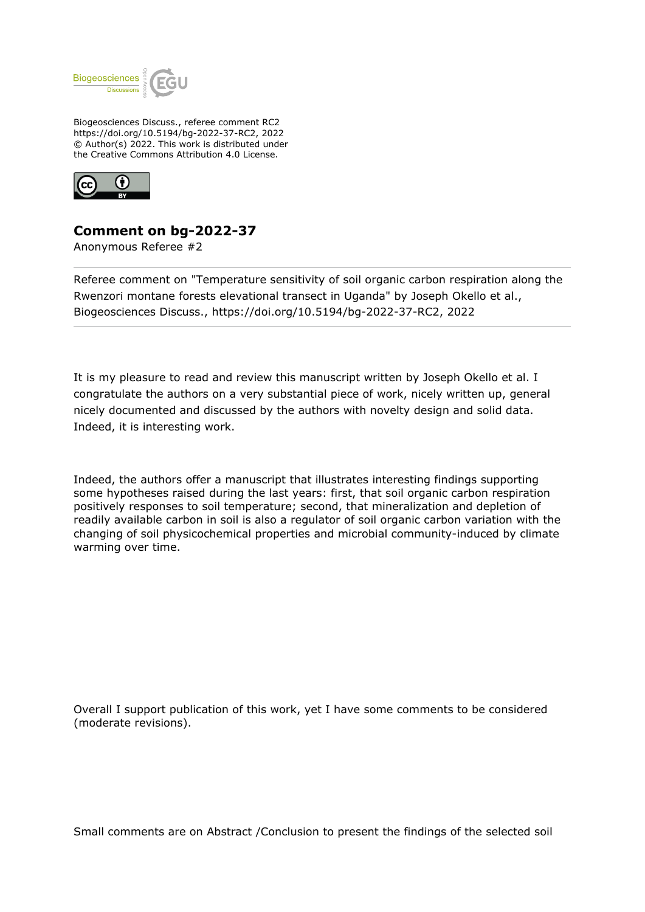Biogeosciences Discuss., referee comment RC2
https://doi.org/10.5194/bg-2022-37-RC2, 2022
© Author(s) 2022. This work is distributed under
the Creative Commons Attribution 4.0 License.

# Comment on bg-2022-37

Anonymous Referee #2

Referee comment on "Temperature sensitivity of soil organic carbon respiration along the Rwenzori montane forests elevational transect in Uganda" by Joseph Okello et al., Biogeosciences Discuss., https://doi.org/10.5194/bg-2022-37-RC2, 2022

It is my pleasure to read and review this manuscript written by Joseph Okello et al. I congratulate the authors on a very substantial piece of work, nicely written up, general nicely documented and discussed by the authors with novelty design and solid data. Indeed, it is interesting work.

Indeed, the authors offer a manuscript that illustrates interesting findings supporting some hypotheses raised during the last years: first, that soil organic carbon respiration positively responses to soil temperature; second, that mineralization and depletion of readily available carbon in soil is also a regulator of soil organic carbon variation with the changing of soil physicochemical properties and microbial community-induced by climate warming over time.

Overall I support publication of this work, yet I have some comments to be considered (moderate revisions).

Small comments are on Abstract /Conclusion to present the findings of the selected soil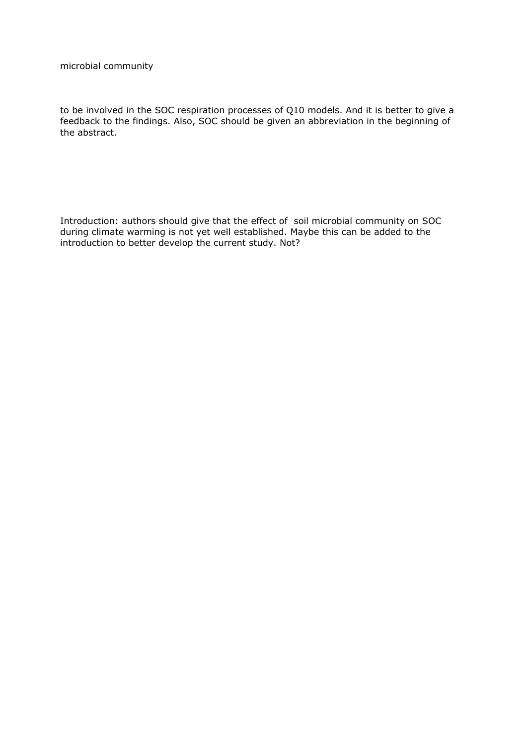microbial community

to be involved in the SOC respiration processes of Q10 models. And it is better to give a feedback to the findings. Also, SOC should be given an abbreviation in the beginning of the abstract.

Introduction: authors should give that the effect of soil microbial community on SOC during climate warming is not yet well established. Maybe this can be added to the introduction to better develop the current study. Not?